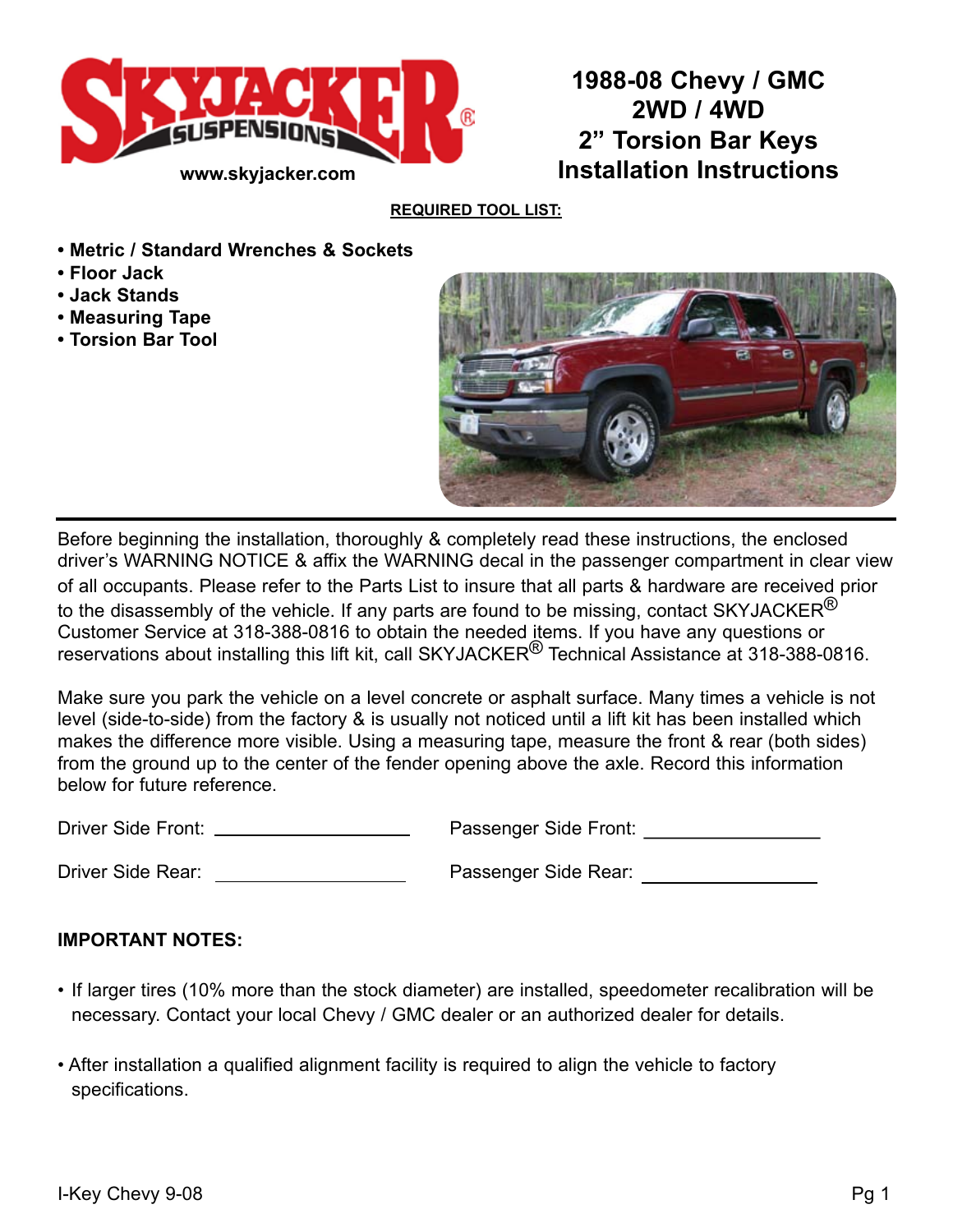SKYJACKER® SUSPENSIONS

www.skyjacker.com

# 1988-08 Chevy / GMC 2WD / 4WD 2" Torsion Bar Keys Installation Instructions

**REQUIRED TOOL LIST:**

- **Metric / Standard Wrenches & Sockets**
- **Floor Jack**
- **Jack Stands**
- **Measuring Tape**
- **Torsion Bar Tool**

Before beginning the installation, thoroughly & completely read these instructions, the enclosed driver's WARNING NOTICE & affix the WARNING decal in the passenger compartment in clear view of all occupants. Please refer to the Parts List to insure that all parts & hardware are received prior to the disassembly of the vehicle. If any parts are found to be missing, contact SKYJACKER® Customer Service at 318-388-0816 to obtain the needed items. If you have any questions or reservations about installing this lift kit, call SKYJACKER® Technical Assistance at 318-388-0816.

Make sure you park the vehicle on a level concrete or asphalt surface. Many times a vehicle is not level (side-to-side) from the factory & is usually not noticed until a lift kit has been installed which makes the difference more visible. Using a measuring tape, measure the front & rear (both sides) from the ground up to the center of the fender opening above the axle. Record this information below for future reference.

Driver Side Front: ____________________ Passenger Side Front: ____________________

Driver Side Rear: ____________________ Passenger Side Rear: ____________________

**IMPORTANT NOTES:**

- If larger tires (10% more than the stock diameter) are installed, speedometer recalibration will be necessary. Contact your local Chevy / GMC dealer or an authorized dealer for details.
- After installation a qualified alignment facility is required to align the vehicle to factory specifications.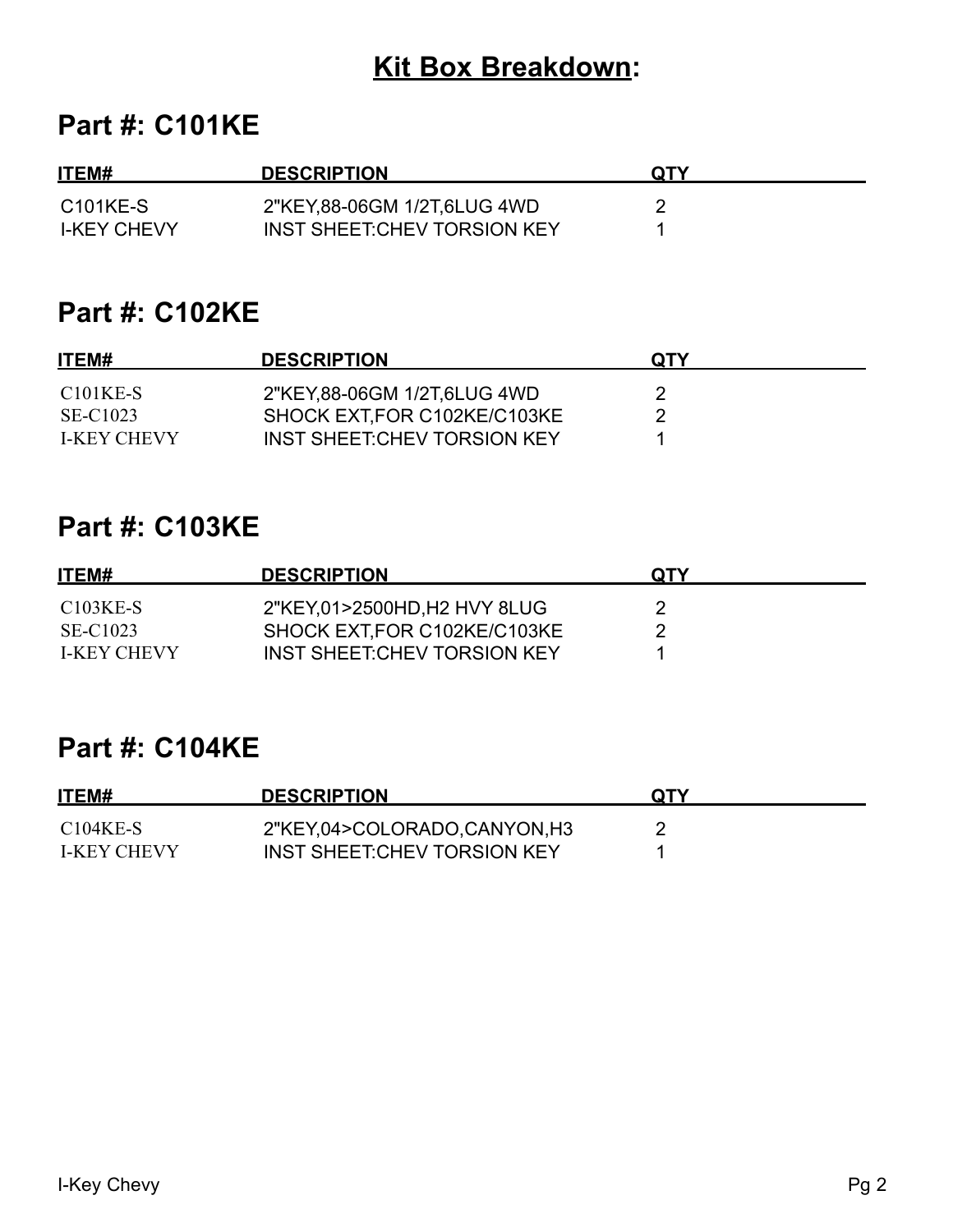# Kit Box Breakdown:

## Part #: C101KE

| ITEM# | DESCRIPTION | QTY |
| --- | --- | --- |
| C101KE-S | 2"KEY,88-06GM 1/2T,6LUG 4WD | 2 |
| I-KEY CHEVY | INST SHEET:CHEV TORSION KEY | 1 |

## Part #: C102KE

| ITEM# | DESCRIPTION | QTY |
| --- | --- | --- |
| C101KE-S | 2"KEY,88-06GM 1/2T,6LUG 4WD | 2 |
| SE-C1023 | SHOCK EXT,FOR C102KE/C103KE | 2 |
| I-KEY CHEVY | INST SHEET:CHEV TORSION KEY | 1 |

## Part #: C103KE

| ITEM# | DESCRIPTION | QTY |
| --- | --- | --- |
| C103KE-S | 2"KEY,01>2500HD,H2 HVY 8LUG | 2 |
| SE-C1023 | SHOCK EXT,FOR C102KE/C103KE | 2 |
| I-KEY CHEVY | INST SHEET:CHEV TORSION KEY | 1 |

## Part #: C104KE

| ITEM# | DESCRIPTION | QTY |
| --- | --- | --- |
| C104KE-S | 2"KEY,04>COLORADO,CANYON,H3 | 2 |
| I-KEY CHEVY | INST SHEET:CHEV TORSION KEY | 1 |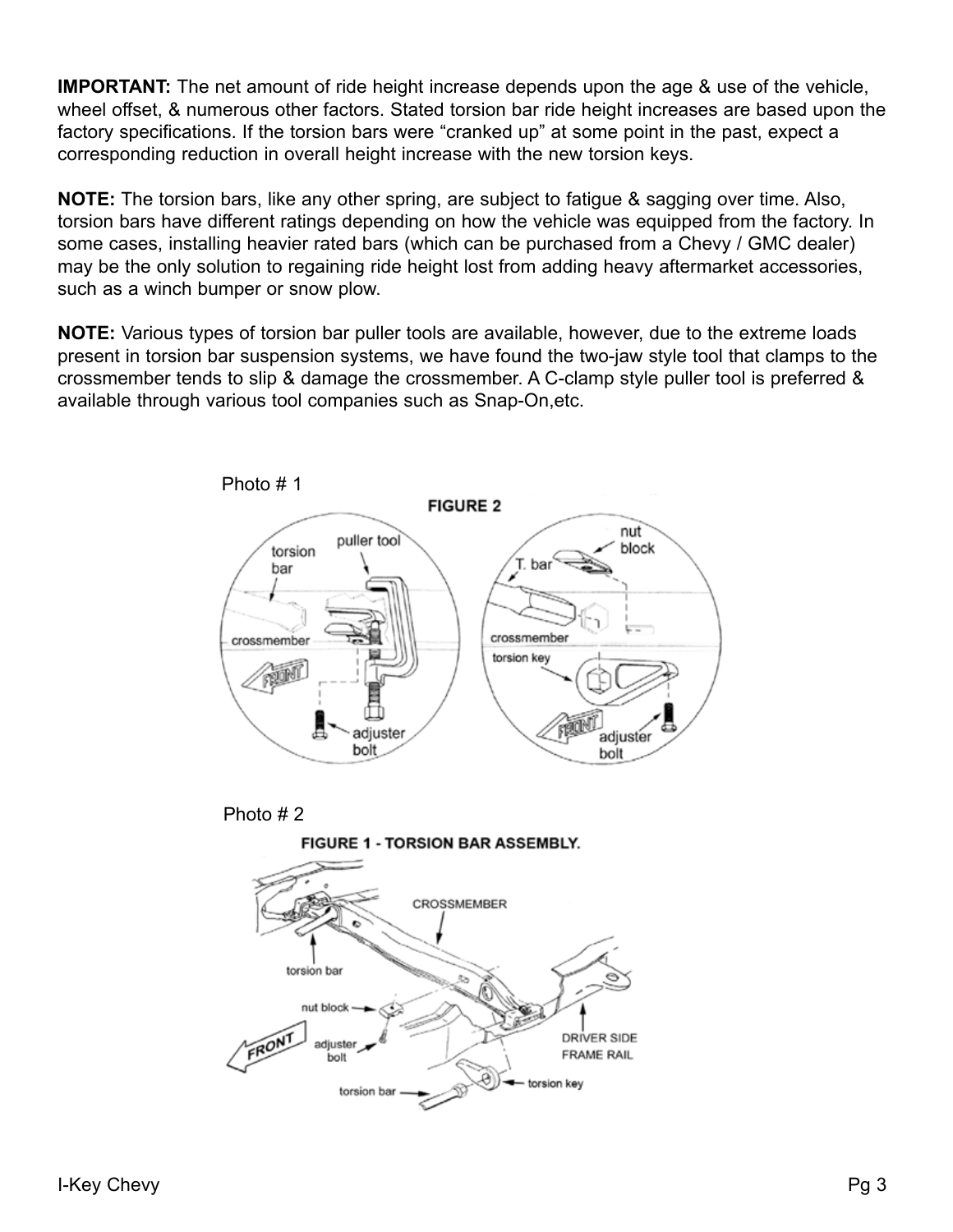**IMPORTANT:** The net amount of ride height increase depends upon the age & use of the vehicle, wheel offset, & numerous other factors. Stated torsion bar ride height increases are based upon the factory specifications. If the torsion bars were "cranked up" at some point in the past, expect a corresponding reduction in overall height increase with the new torsion keys.

**NOTE:** The torsion bars, like any other spring, are subject to fatigue & sagging over time. Also, torsion bars have different ratings depending on how the vehicle was equipped from the factory. In some cases, installing heavier rated bars (which can be purchased from a Chevy / GMC dealer) may be the only solution to regaining ride height lost from adding heavy aftermarket accessories, such as a winch bumper or snow plow.

**NOTE:** Various types of torsion bar puller tools are available, however, due to the extreme loads present in torsion bar suspension systems, we have found the two-jaw style tool that clamps to the crossmember tends to slip & damage the crossmember. A C-clamp style puller tool is preferred & available through various tool companies such as Snap-On,etc.

Photo # 1

FIGURE 2

Photo # 2

FIGURE 1 - TORSION BAR ASSEMBLY.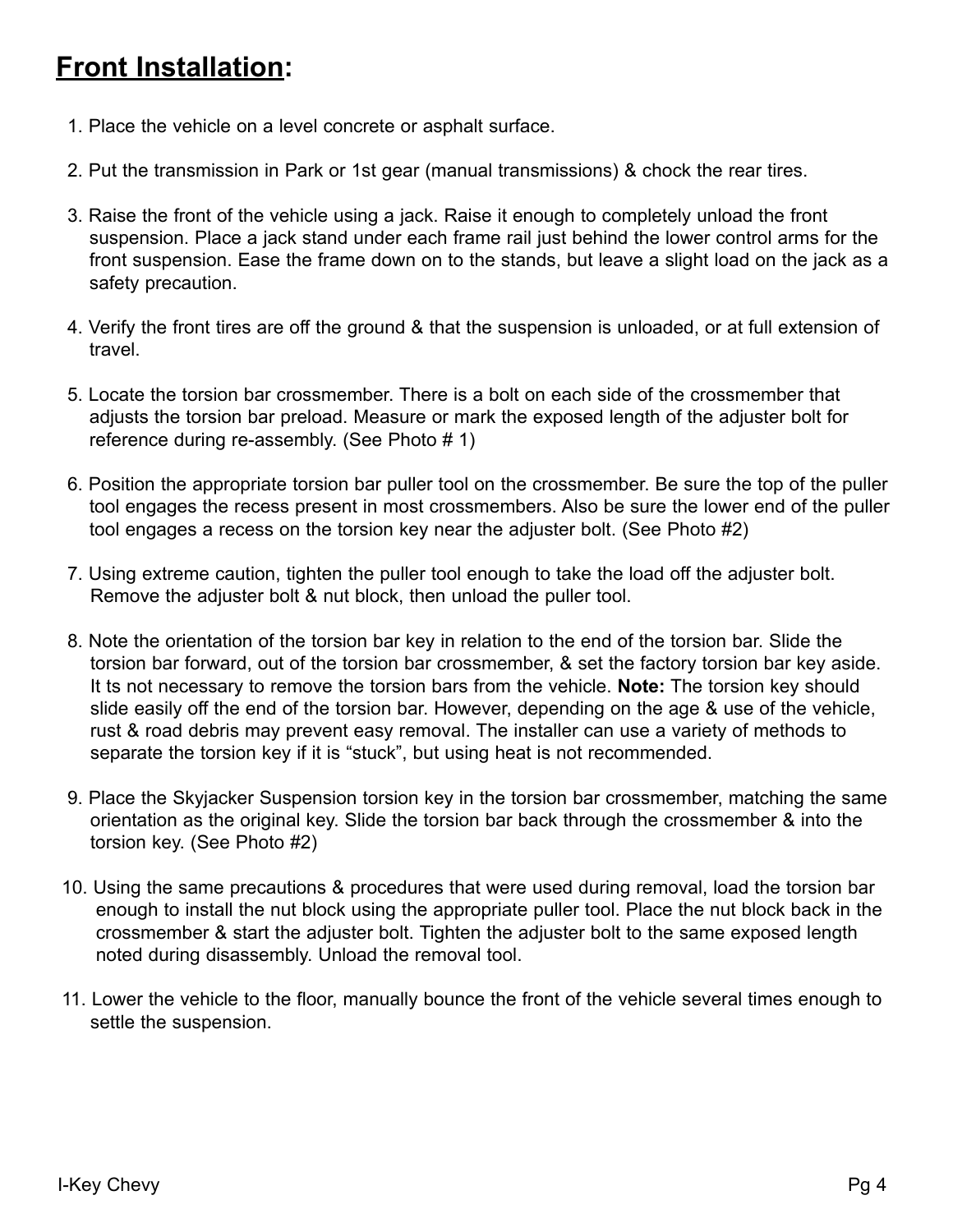## **Front Installation:**

1. Place the vehicle on a level concrete or asphalt surface.

2. Put the transmission in Park or 1st gear (manual transmissions) & chock the rear tires.

3. Raise the front of the vehicle using a jack. Raise it enough to completely unload the front suspension. Place a jack stand under each frame rail just behind the lower control arms for the front suspension. Ease the frame down on to the stands, but leave a slight load on the jack as a safety precaution.

4. Verify the front tires are off the ground & that the suspension is unloaded, or at full extension of travel.

5. Locate the torsion bar crossmember. There is a bolt on each side of the crossmember that adjusts the torsion bar preload. Measure or mark the exposed length of the adjuster bolt for reference during re-assembly. (See Photo # 1)

6. Position the appropriate torsion bar puller tool on the crossmember. Be sure the top of the puller tool engages the recess present in most crossmembers. Also be sure the lower end of the puller tool engages a recess on the torsion key near the adjuster bolt. (See Photo #2)

7. Using extreme caution, tighten the puller tool enough to take the load off the adjuster bolt. Remove the adjuster bolt & nut block, then unload the puller tool.

8. Note the orientation of the torsion bar key in relation to the end of the torsion bar. Slide the torsion bar forward, out of the torsion bar crossmember, & set the factory torsion bar key aside. It ts not necessary to remove the torsion bars from the vehicle. **Note:** The torsion key should slide easily off the end of the torsion bar. However, depending on the age & use of the vehicle, rust & road debris may prevent easy removal. The installer can use a variety of methods to separate the torsion key if it is “stuck”, but using heat is not recommended.

9. Place the Skyjacker Suspension torsion key in the torsion bar crossmember, matching the same orientation as the original key. Slide the torsion bar back through the crossmember & into the torsion key. (See Photo #2)

10. Using the same precautions & procedures that were used during removal, load the torsion bar enough to install the nut block using the appropriate puller tool. Place the nut block back in the crossmember & start the adjuster bolt. Tighten the adjuster bolt to the same exposed length noted during disassembly. Unload the removal tool.

11. Lower the vehicle to the floor, manually bounce the front of the vehicle several times enough to settle the suspension.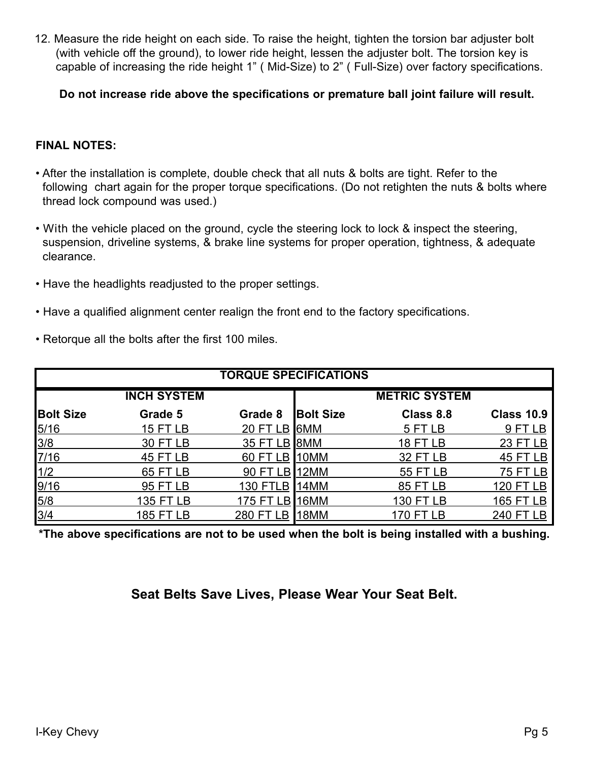12. Measure the ride height on each side. To raise the height, tighten the torsion bar adjuster bolt (with vehicle off the ground), to lower ride height, lessen the adjuster bolt. The torsion key is capable of increasing the ride height 1" ( Mid-Size) to 2" ( Full-Size) over factory specifications.

**Do not increase ride above the specifications or premature ball joint failure will result.**

**FINAL NOTES:**

- After the installation is complete, double check that all nuts & bolts are tight. Refer to the following chart again for the proper torque specifications. (Do not retighten the nuts & bolts where thread lock compound was used.)
- With the vehicle placed on the ground, cycle the steering lock to lock & inspect the steering, suspension, driveline systems, & brake line systems for proper operation, tightness, & adequate clearance.
- Have the headlights readjusted to the proper settings.
- Have a qualified alignment center realign the front end to the factory specifications.
- Retorque all the bolts after the first 100 miles.

| TORQUE SPECIFICATIONS | | | | | |
|---|---|---|---|---|---|
| **INCH SYSTEM** | | | **METRIC SYSTEM** | | |
| **Bolt Size** | **Grade 5** | **Grade 8** | **Bolt Size** | **Class 8.8** | **Class 10.9** |
| 5/16 | 15 FT LB | 20 FT LB | 6MM | 5 FT LB | 9 FT LB |
| 3/8 | 30 FT LB | 35 FT LB | 8MM | 18 FT LB | 23 FT LB |
| 7/16 | 45 FT LB | 60 FT LB | 10MM | 32 FT LB | 45 FT LB |
| 1/2 | 65 FT LB | 90 FT LB | 12MM | 55 FT LB | 75 FT LB |
| 9/16 | 95 FT LB | 130 FTLB | 14MM | 85 FT LB | 120 FT LB |
| 5/8 | 135 FT LB | 175 FT LB | 16MM | 130 FT LB | 165 FT LB |
| 3/4 | 185 FT LB | 280 FT LB | 18MM | 170 FT LB | 240 FT LB |

**\*The above specifications are not to be used when the bolt is being installed with a bushing.**

**Seat Belts Save Lives, Please Wear Your Seat Belt.**